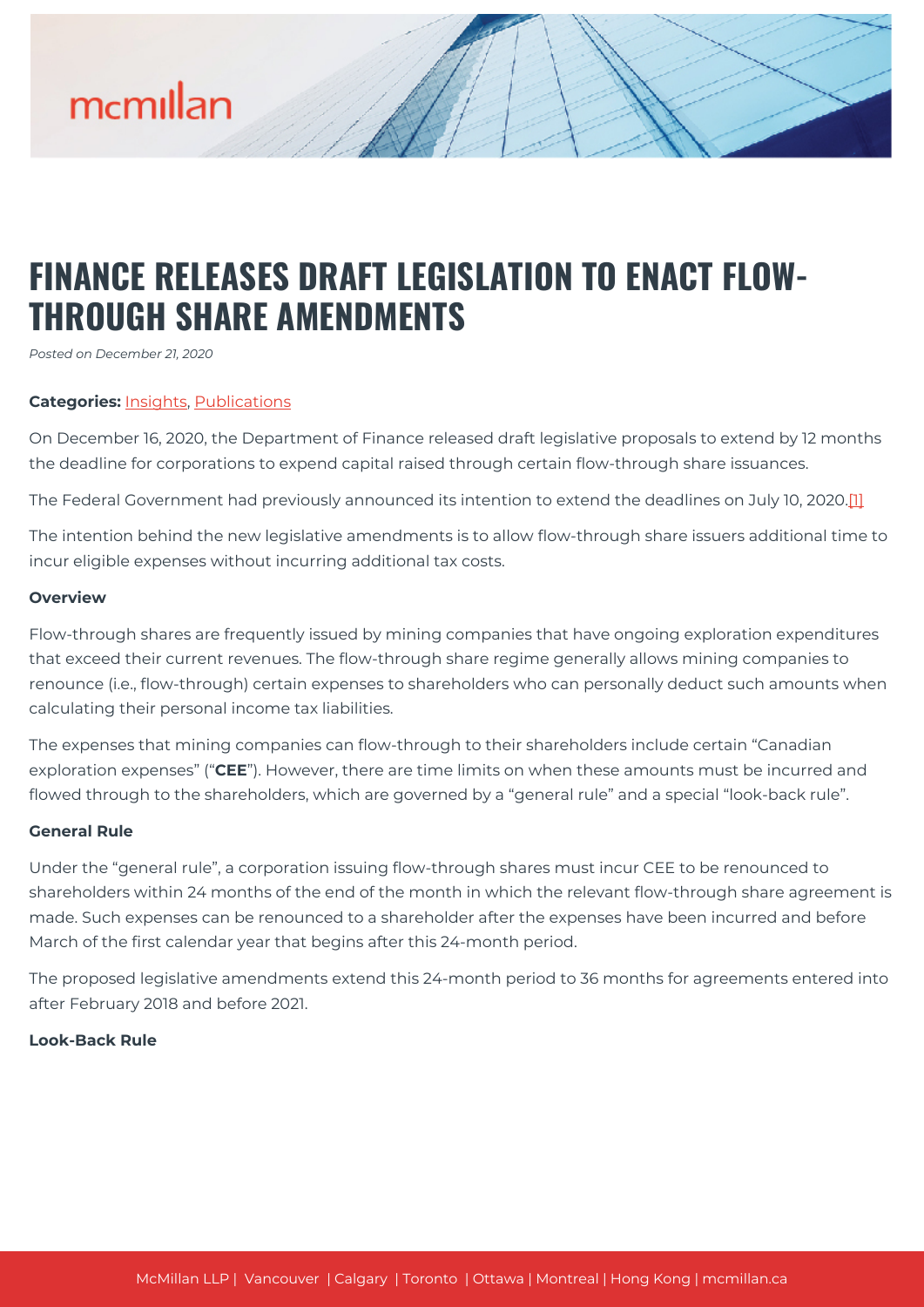# FINANCE RELEASES DRAFT LEGISLATION TO ENACT FLOW-THROUGH SHARE AMENDMENTS

*Posted on December 21, 2020*

**Categories:** Insights, Publications

On December 16, 2020, the Department of Finance released draft legislative proposals to extend by 12 months the deadline for corporations to expend capital raised through certain flow-through share issuances.

The Federal Government had previously announced its intention to extend the deadlines on July 10, 2020.[1]

The intention behind the new legislative amendments is to allow flow-through share issuers additional time to incur eligible expenses without incurring additional tax costs.

**Overview**

Flow-through shares are frequently issued by mining companies that have ongoing exploration expenditures that exceed their current revenues. The flow-through share regime generally allows mining companies to renounce (i.e., flow-through) certain expenses to shareholders who can personally deduct such amounts when calculating their personal income tax liabilities.

The expenses that mining companies can flow-through to their shareholders include certain "Canadian exploration expenses" ("**CEE**"). However, there are time limits on when these amounts must be incurred and flowed through to the shareholders, which are governed by a "general rule" and a special "look-back rule".

**General Rule**

Under the "general rule", a corporation issuing flow-through shares must incur CEE to be renounced to shareholders within 24 months of the end of the month in which the relevant flow-through share agreement is made. Such expenses can be renounced to a shareholder after the expenses have been incurred and before March of the first calendar year that begins after this 24-month period.

The proposed legislative amendments extend this 24-month period to 36 months for agreements entered into after February 2018 and before 2021.

**Look-Back Rule**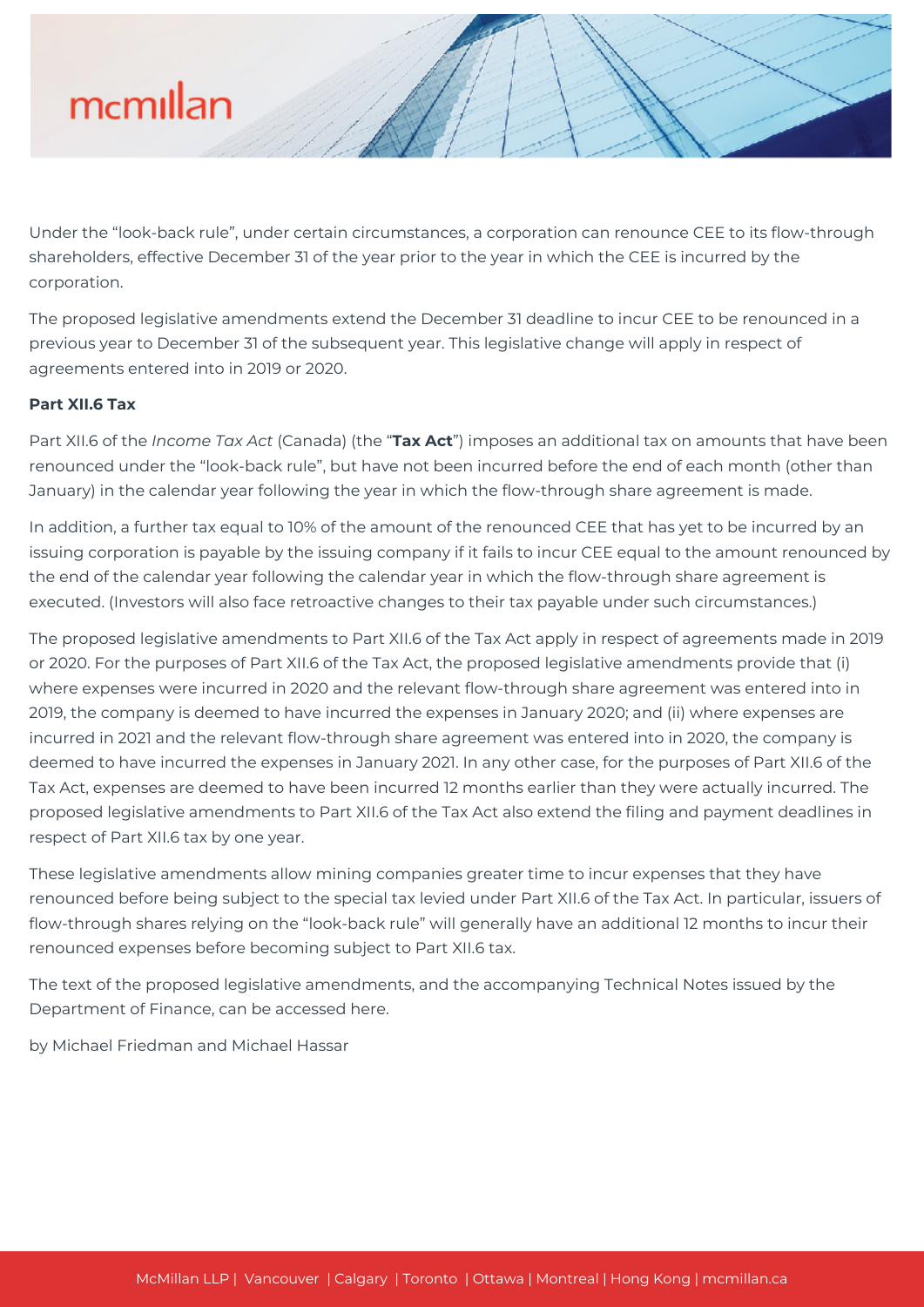Under the "look-back rule", under certain circumstances, a corporation can renounce CEE to its flow-through shareholders, effective December 31 of the year prior to the year in which the CEE is incurred by the corporation.

The proposed legislative amendments extend the December 31 deadline to incur CEE to be renounced in a previous year to December 31 of the subsequent year. This legislative change will apply in respect of agreements entered into in 2019 or 2020.

**Part XII.6 Tax**

Part XII.6 of the *Income Tax Act* (Canada) (the "**Tax Act**") imposes an additional tax on amounts that have been renounced under the "look-back rule", but have not been incurred before the end of each month (other than January) in the calendar year following the year in which the flow-through share agreement is made.

In addition, a further tax equal to 10% of the amount of the renounced CEE that has yet to be incurred by an issuing corporation is payable by the issuing company if it fails to incur CEE equal to the amount renounced by the end of the calendar year following the calendar year in which the flow-through share agreement is executed. (Investors will also face retroactive changes to their tax payable under such circumstances.)

The proposed legislative amendments to Part XII.6 of the Tax Act apply in respect of agreements made in 2019 or 2020. For the purposes of Part XII.6 of the Tax Act, the proposed legislative amendments provide that (i) where expenses were incurred in 2020 and the relevant flow-through share agreement was entered into in 2019, the company is deemed to have incurred the expenses in January 2020; and (ii) where expenses are incurred in 2021 and the relevant flow-through share agreement was entered into in 2020, the company is deemed to have incurred the expenses in January 2021. In any other case, for the purposes of Part XII.6 of the Tax Act, expenses are deemed to have been incurred 12 months earlier than they were actually incurred. The proposed legislative amendments to Part XII.6 of the Tax Act also extend the filing and payment deadlines in respect of Part XII.6 tax by one year.

These legislative amendments allow mining companies greater time to incur expenses that they have renounced before being subject to the special tax levied under Part XII.6 of the Tax Act. In particular, issuers of flow-through shares relying on the "look-back rule" will generally have an additional 12 months to incur their renounced expenses before becoming subject to Part XII.6 tax.

The text of the proposed legislative amendments, and the accompanying Technical Notes issued by the Department of Finance, can be accessed here.

by Michael Friedman and Michael Hassar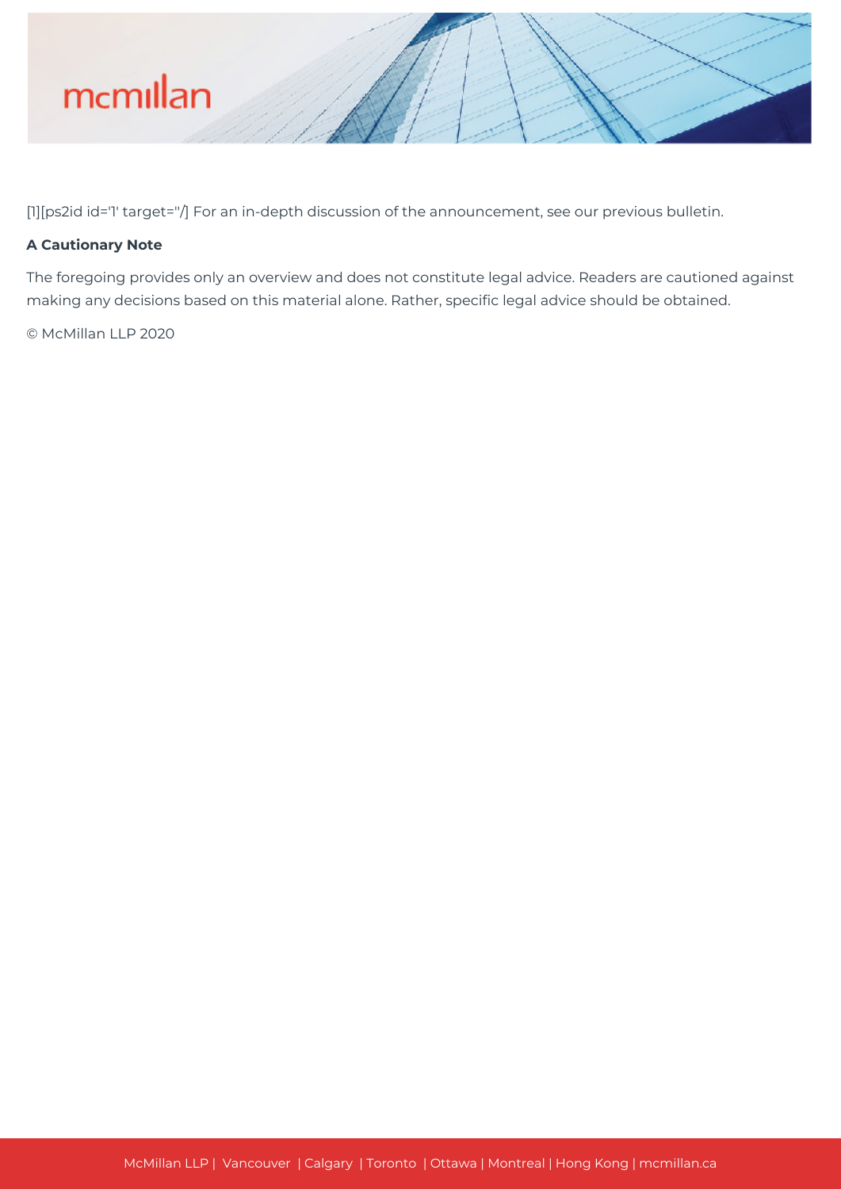[1][ps2id id='1' target=''/] For an in-depth discussion of the announcement, see our previous bulletin.

**A Cautionary Note**

The foregoing provides only an overview and does not constitute legal advice. Readers are cautioned against making any decisions based on this material alone. Rather, specific legal advice should be obtained.

© McMillan LLP 2020